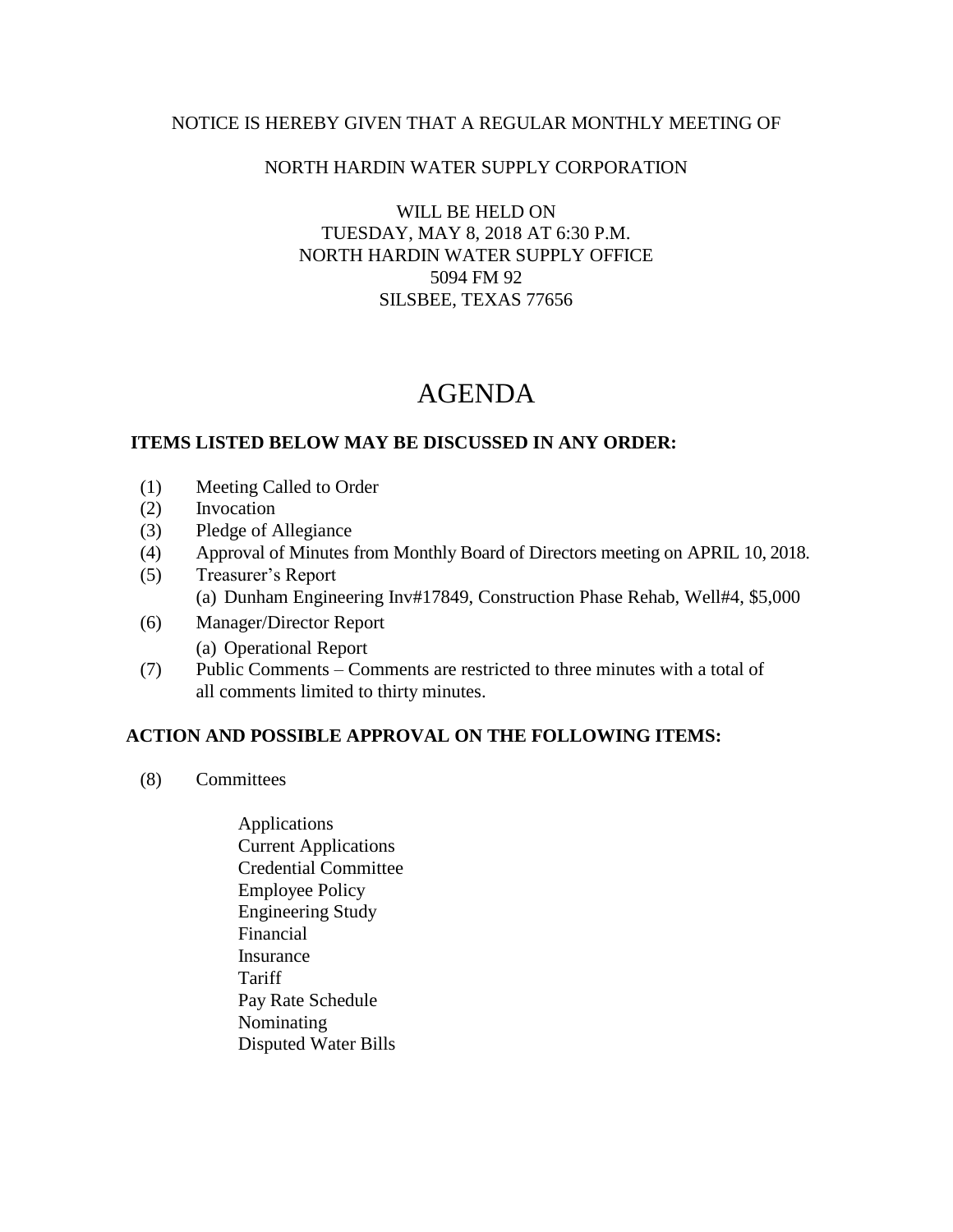NOTICE IS HEREBY GIVEN THAT A REGULAR MONTHLY MEETING OF

NORTH HARDIN WATER SUPPLY CORPORATION

WILL BE HELD ON
TUESDAY, MAY 8, 2018 AT 6:30 P.M.
NORTH HARDIN WATER SUPPLY OFFICE
5094 FM 92
SILSBEE, TEXAS 77656

# AGENDA

**ITEMS LISTED BELOW MAY BE DISCUSSED IN ANY ORDER:**

(1) Meeting Called to Order
(2) Invocation
(3) Pledge of Allegiance
(4) Approval of Minutes from Monthly Board of Directors meeting on APRIL 10, 2018.
(5) Treasurer's Report
    (a) Dunham Engineering Inv#17849, Construction Phase Rehab, Well#4, $5,000
(6) Manager/Director Report
    (a) Operational Report
(7) Public Comments – Comments are restricted to three minutes with a total of all comments limited to thirty minutes.

**ACTION AND POSSIBLE APPROVAL ON THE FOLLOWING ITEMS:**

(8) Committees

- Applications
- Current Applications
- Credential Committee
- Employee Policy
- Engineering Study
- Financial
- Insurance
- Tariff
- Pay Rate Schedule
- Nominating
- Disputed Water Bills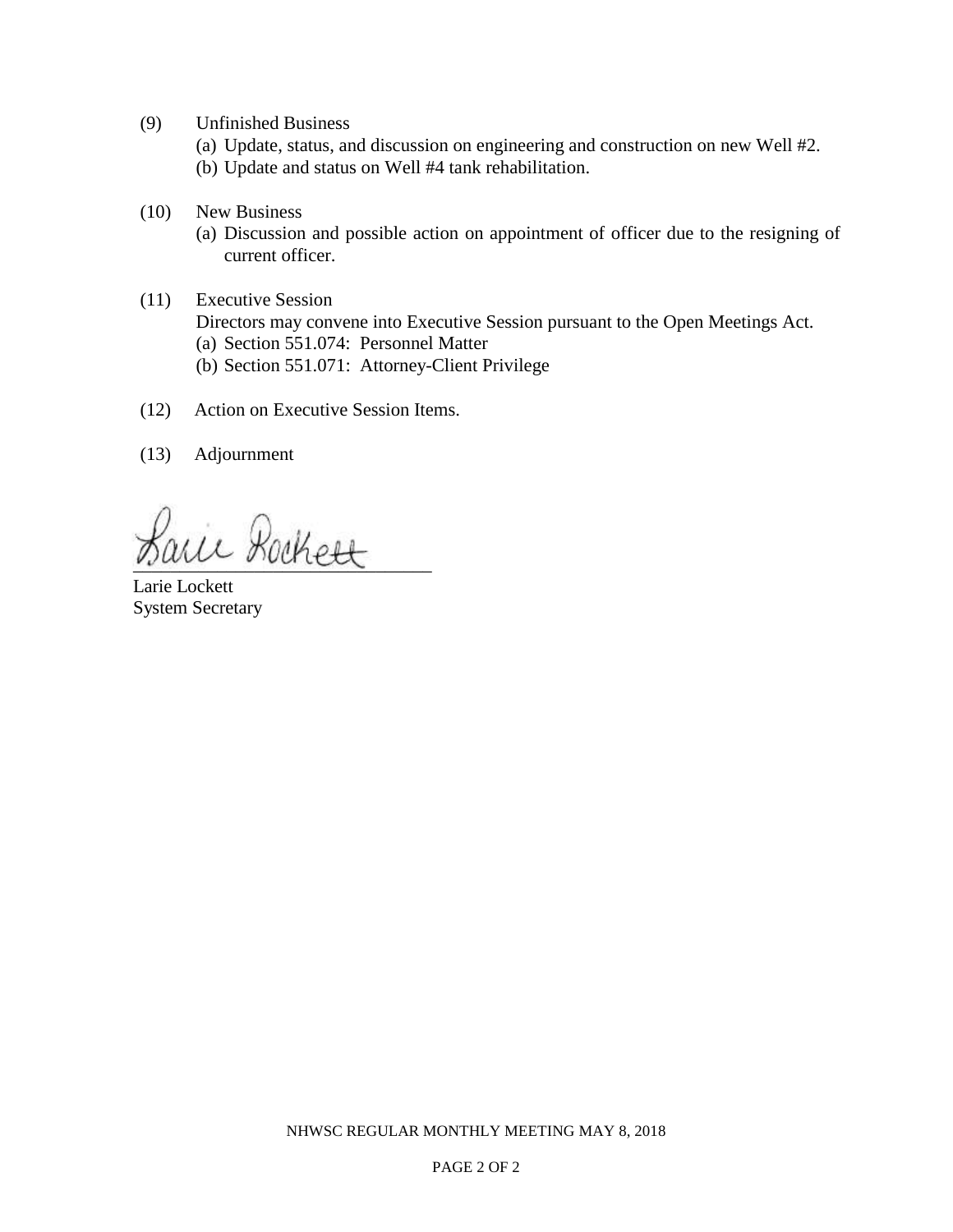(9) Unfinished Business
  (a) Update, status, and discussion on engineering and construction on new Well #2.
  (b) Update and status on Well #4 tank rehabilitation.

(10) New Business
  (a) Discussion and possible action on appointment of officer due to the resigning of current officer.

(11) Executive Session
  Directors may convene into Executive Session pursuant to the Open Meetings Act.
  (a) Section 551.074: Personnel Matter
  (b) Section 551.071: Attorney-Client Privilege

(12) Action on Executive Session Items.

(13) Adjournment

Larie Lockett

Larie Lockett
System Secretary